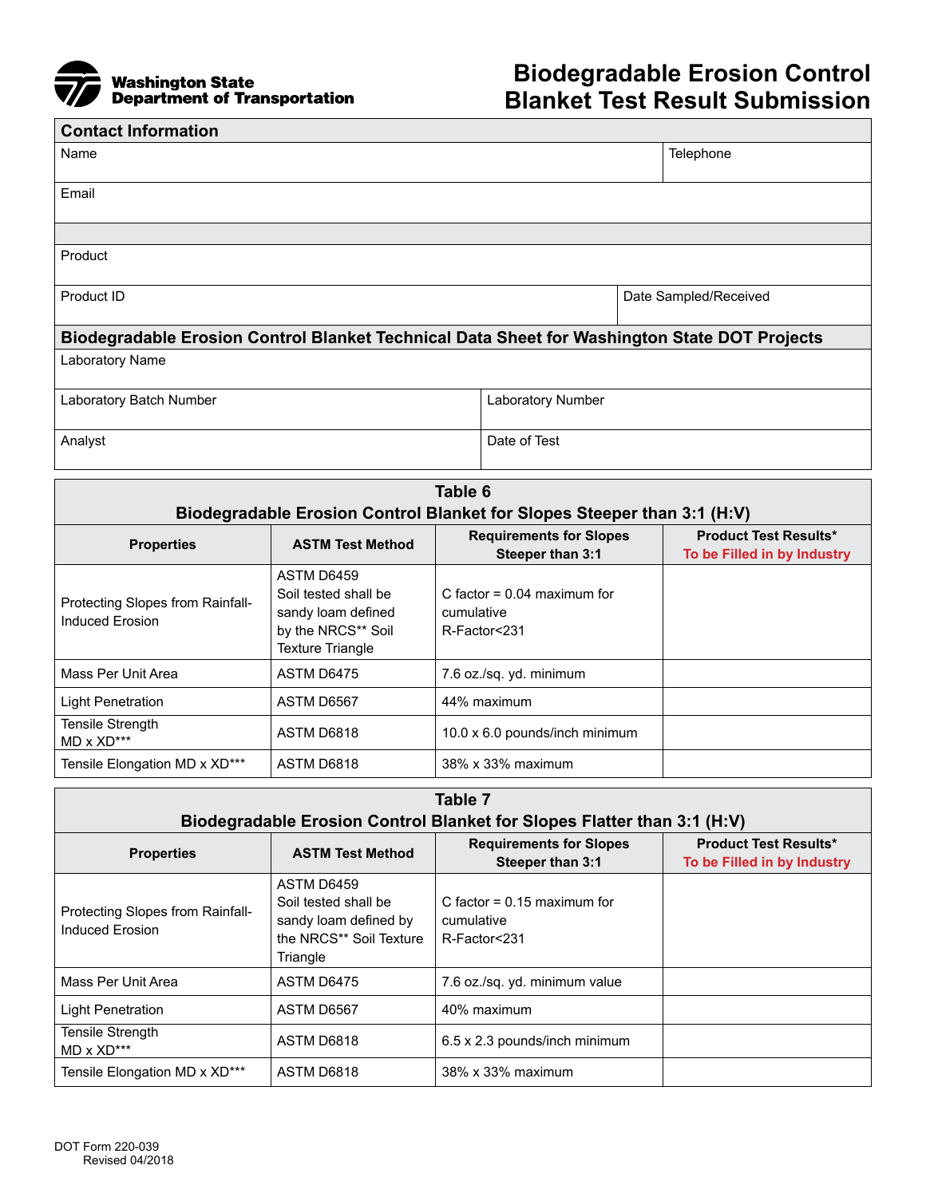Washington State Department of Transportation

# Biodegradable Erosion Control Blanket Test Result Submission

## Contact Information

| Name | Telephone |
|---|---|
| | |

| Email |
|---|
| |

| Product |
|---|
| |

| Product ID | Date Sampled/Received |
|---|---|
| | |

## Biodegradable Erosion Control Blanket Technical Data Sheet for Washington State DOT Projects

| Laboratory Name |
|---|
| |

| Laboratory Batch Number | Laboratory Number |
|---|---|
| | |

| Analyst | Date of Test |
|---|---|
| | |

**Table 6**
**Biodegradable Erosion Control Blanket for Slopes Steeper than 3:1 (H:V)**

| Properties | ASTM Test Method | Requirements for Slopes Steeper than 3:1 | Product Test Results* To be Filled in by Industry |
|---|---|---|---|
| Protecting Slopes from Rainfall-Induced Erosion | ASTM D6459 Soil tested shall be sandy loam defined by the NRCS** Soil Texture Triangle | C factor = 0.04 maximum for cumulative R-Factor<231 | |
| Mass Per Unit Area | ASTM D6475 | 7.6 oz./sq. yd. minimum | |
| Light Penetration | ASTM D6567 | 44% maximum | |
| Tensile Strength MD x XD*** | ASTM D6818 | 10.0 x 6.0 pounds/inch minimum | |
| Tensile Elongation MD x XD*** | ASTM D6818 | 38% x 33% maximum | |

**Table 7**
**Biodegradable Erosion Control Blanket for Slopes Flatter than 3:1 (H:V)**

| Properties | ASTM Test Method | Requirements for Slopes Steeper than 3:1 | Product Test Results* To be Filled in by Industry |
|---|---|---|---|
| Protecting Slopes from Rainfall-Induced Erosion | ASTM D6459 Soil tested shall be sandy loam defined by the NRCS** Soil Texture Triangle | C factor = 0.15 maximum for cumulative R-Factor<231 | |
| Mass Per Unit Area | ASTM D6475 | 7.6 oz./sq. yd. minimum value | |
| Light Penetration | ASTM D6567 | 40% maximum | |
| Tensile Strength MD x XD*** | ASTM D6818 | 6.5 x 2.3 pounds/inch minimum | |
| Tensile Elongation MD x XD*** | ASTM D6818 | 38% x 33% maximum | |

DOT Form 220-039
Revised 04/2018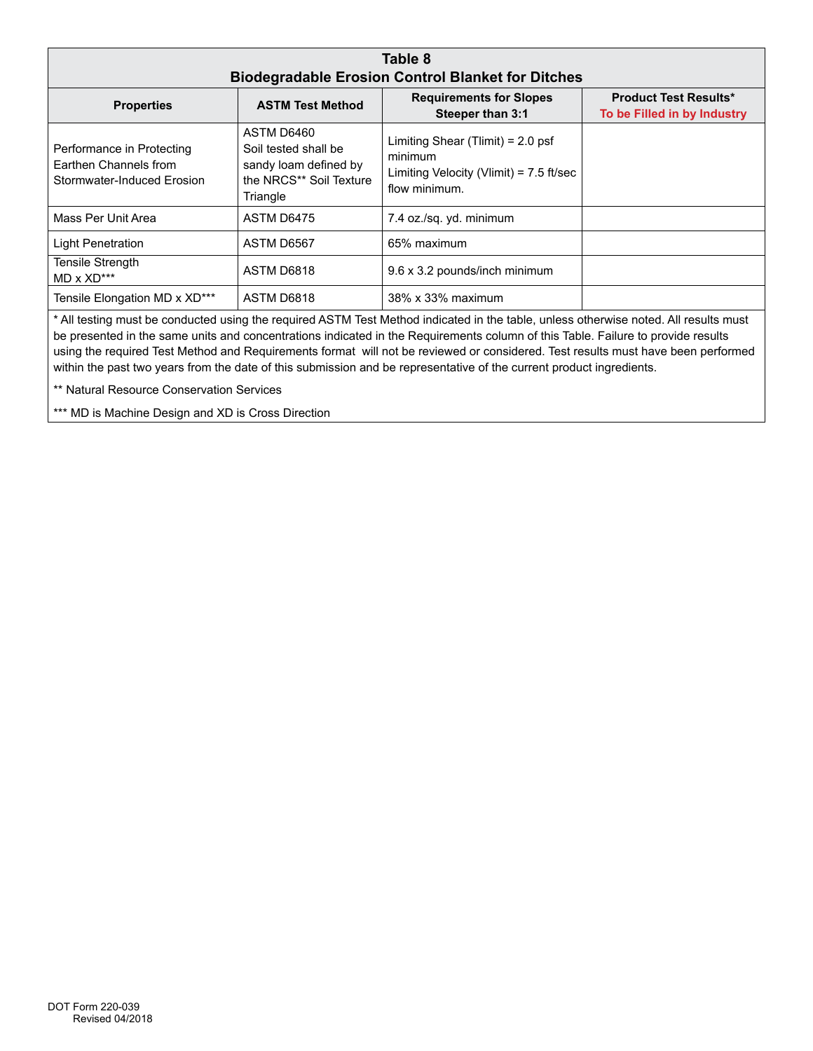## Table 8
## Biodegradable Erosion Control Blanket for Ditches

| Properties | ASTM Test Method | Requirements for Slopes Steeper than 3:1 | Product Test Results* To be Filled in by Industry |
|---|---|---|---|
| Performance in Protecting Earthen Channels from Stormwater-Induced Erosion | ASTM D6460 Soil tested shall be sandy loam defined by the NRCS** Soil Texture Triangle | Limiting Shear (Tlimit) = 2.0 psf minimum<br>Limiting Velocity (Vlimit) = 7.5 ft/sec flow minimum. | |
| Mass Per Unit Area | ASTM D6475 | 7.4 oz./sq. yd. minimum | |
| Light Penetration | ASTM D6567 | 65% maximum | |
| Tensile Strength MD x XD*** | ASTM D6818 | 9.6 x 3.2 pounds/inch minimum | |
| Tensile Elongation MD x XD*** | ASTM D6818 | 38% x 33% maximum | |

\* All testing must be conducted using the required ASTM Test Method indicated in the table, unless otherwise noted. All results must be presented in the same units and concentrations indicated in the Requirements column of this Table. Failure to provide results using the required Test Method and Requirements format will not be reviewed or considered. Test results must have been performed within the past two years from the date of this submission and be representative of the current product ingredients.

** Natural Resource Conservation Services

*** MD is Machine Design and XD is Cross Direction

DOT Form 220-039
Revised 04/2018